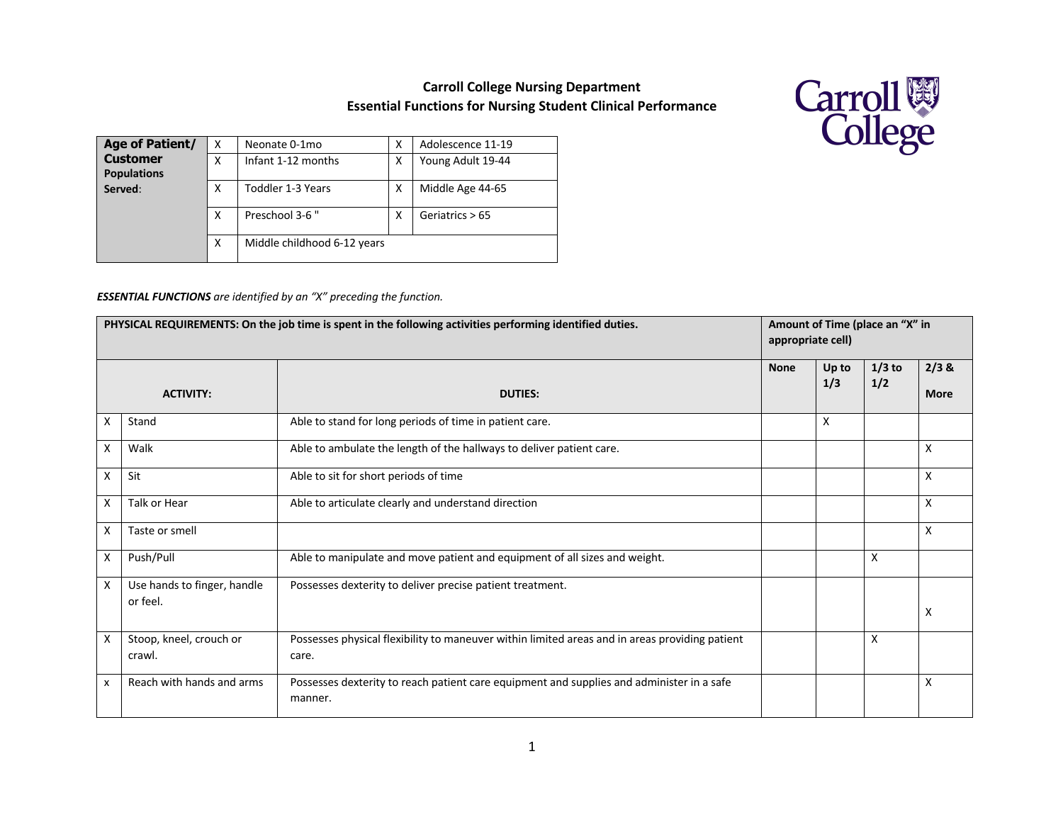**Carroll College Nursing Department**
**Essential Functions for Nursing Student Clinical Performance**

| **Age of Patient/ Customer Populations Served**: | | | | |
|---|---|---|---|---|
| | X | Neonate 0-1mo | X | Adolescence 11-19 |
| | X | Infant 1-12 months | X | Young Adult 19-44 |
| | X | Toddler 1-3 Years | X | Middle Age 44-65 |
| | X | Preschool 3-6 " | X | Geriatrics > 65 |
| | X | Middle childhood 6-12 years | | |

***ESSENTIAL FUNCTIONS** are identified by an "X" preceding the function.*

| **PHYSICAL REQUIREMENTS: On the job time is spent in the following activities performing identified duties.** | | | **Amount of Time (place an "X" in appropriate cell)** | | | |
|---|---|---|---|---|---|---|
| | **ACTIVITY:** | **DUTIES:** | **None** | **Up to 1/3** | **1/3 to 1/2** | **2/3 & More** |
| X | Stand | Able to stand for long periods of time in patient care. | | X | | |
| X | Walk | Able to ambulate the length of the hallways to deliver patient care. | | | | X |
| X | Sit | Able to sit for short periods of time | | | | X |
| X | Talk or Hear | Able to articulate clearly and understand direction | | | | X |
| X | Taste or smell | | | | | X |
| X | Push/Pull | Able to manipulate and move patient and equipment of all sizes and weight. | | | X | |
| X | Use hands to finger, handle or feel. | Possesses dexterity to deliver precise patient treatment. | | | | X |
| X | Stoop, kneel, crouch or crawl. | Possesses physical flexibility to maneuver within limited areas and in areas providing patient care. | | | X | |
| x | Reach with hands and arms | Possesses dexterity to reach patient care equipment and supplies and administer in a safe manner. | | | | X |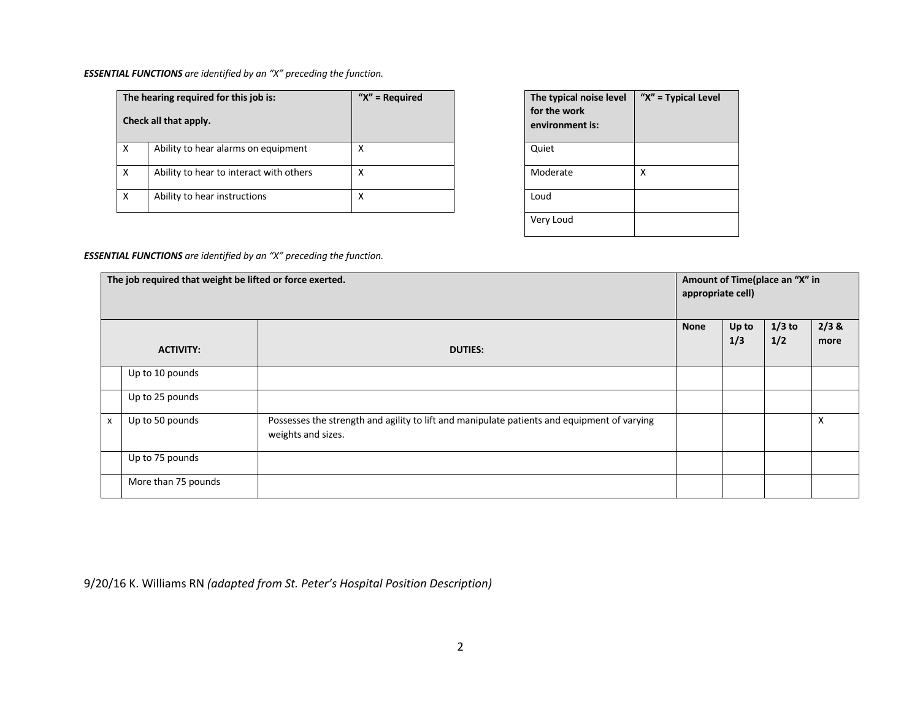***ESSENTIAL FUNCTIONS** are identified by an "X" preceding the function.*

| The hearing required for this job is:<br><br>Check all that apply. | | "X" = Required |
|---|---|---|
| X | Ability to hear alarms on equipment | X |
| X | Ability to hear to interact with others | X |
| X | Ability to hear instructions | X |

| The typical noise level for the work environment is: | "X" = Typical Level |
|---|---|
| Quiet | |
| Moderate | X |
| Loud | |
| Very Loud | |

***ESSENTIAL FUNCTIONS** are identified by an "X" preceding the function.*

| The job required that weight be lifted or force exerted. | | | Amount of Time(place an "X" in appropriate cell) | | | |
|---|---|---|---|---|---|---|
| ACTIVITY: | | DUTIES: | None | Up to 1/3 | 1/3 to 1/2 | 2/3 & more |
| | Up to 10 pounds | | | | | |
| | Up to 25 pounds | | | | | |
| x | Up to 50 pounds | Possesses the strength and agility to lift and manipulate patients and equipment of varying weights and sizes. | | | | X |
| | Up to 75 pounds | | | | | |
| | More than 75 pounds | | | | | |

9/20/16 K. Williams RN *(adapted from St. Peter's Hospital Position Description)*